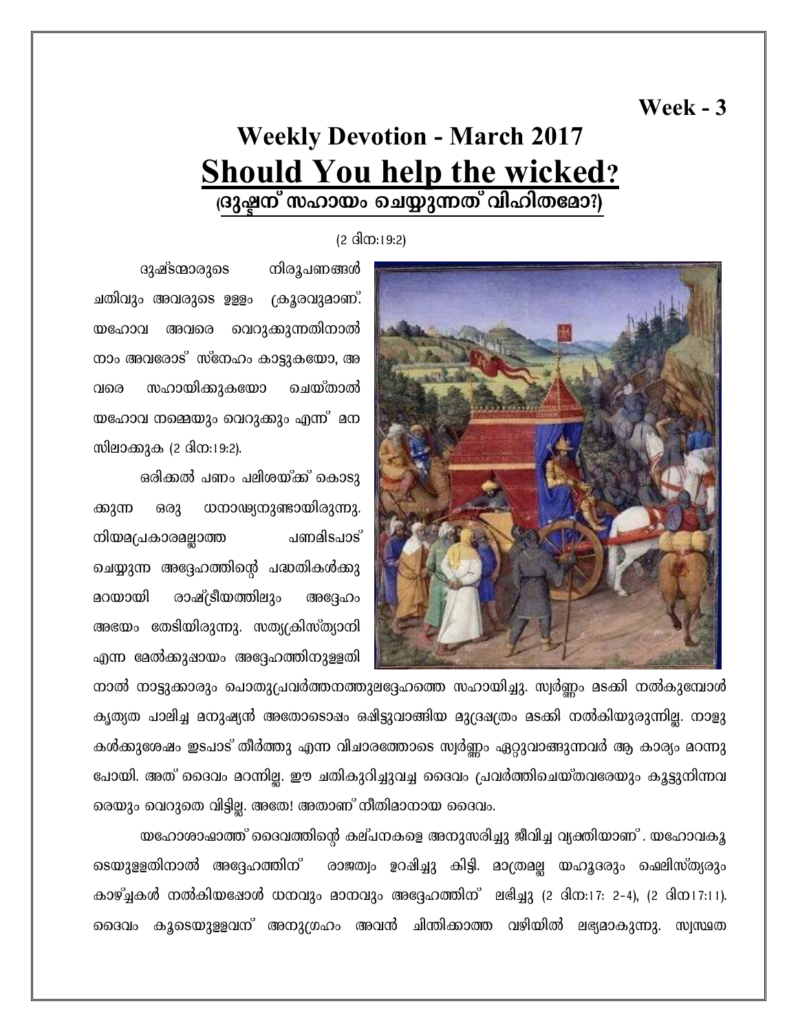**Week - 3**

# Weekly Devotion - March 2017

## Should You help the wicked?

## (ദുഷ്ടന് സഹായം ചെയ്യുന്നത് വിഹിതമോ?)

(2 ദിന:19:2)

ദുഷ്ടന്മാരുടെ നിരൂപണങ്ങൾ ചതിവും അവരുടെ ഉള്ളം ക്രൂരവുമാണ്. യഹോവ അവരെ വെറുക്കുന്നതിനാൽ നാം അവരോട് സ്നേഹം കാട്ടുകയോ, അവരെ സഹായിക്കുകയോ ചെയ്താൽ യഹോവ നമ്മെയും വെറുക്കും എന്ന് മനസിലാക്കുക (2 ദിന:19:2).

ഒരിക്കൽ പണം പലിശയ്ക്ക് കൊടുക്കുന്ന ഒരു ധനാഢ്യനുണ്ടായിരുന്നു. നിയമപ്രകാരമല്ലാത്ത പണമിടപാട് ചെയ്യുന്ന അദ്ദേഹത്തിന്റെ പദ്ധതികൾക്കു മറയായി രാഷ്ട്രീയത്തിലും അദ്ദേഹം അഭയം തേടിയിരുന്നു. സത്യക്രിസ്ത്യാനി എന്ന മേൽക്കുപ്പായം അദ്ദേഹത്തിനുള്ളതിനാൽ നാട്ടുക്കാരും പൊതുപ്രവർത്തനത്തുലദ്ദേഹത്തെ സഹായിച്ചു. സ്വർണ്ണം മടക്കി നൽകുമ്പോൾ കൃത്യത പാലിച്ച മനുഷ്യൻ അതോടൊപ്പം ഒപ്പിട്ടുവാങ്ങിയ മുദ്രപത്രം മടക്കി നൽകിയുരുന്നില്ല. നാളുകൾക്കുശേഷം ഇടപാട് തീർത്തു എന്ന വിചാരത്തോടെ സ്വർണ്ണം ഏറ്റുവാങ്ങുന്നവർ ആ കാര്യം മറന്നു പോയി. അത് ദൈവം മറന്നില്ല. ഈ ചതികുറിച്ചുവച്ച ദൈവം പ്രവർത്തിചെയ്തവരേയും കൂട്ടുനിന്നവരെയും വെറുതെ വിട്ടില്ല. അതേ! അതാണ് നീതിമാനായ ദൈവം.

യഹോശാഫാത്ത് ദൈവത്തിന്റെ കല്പനകളെ അനുസരിച്ചു ജീവിച്ച വ്യക്തിയാണ്. യഹോവകൂടെയുള്ളതിനാൽ അദ്ദേഹത്തിന് രാജത്വം ഉറപ്പിച്ചു കിട്ടി. മാത്രമല്ല യഹൂദരും ഫെലിസ്ത്യരും കാഴ്ച്ചകൾ നൽകിയപ്പോൾ ധനവും മാനവും അദ്ദേഹത്തിന് ലഭിച്ചു (2 ദിന:17: 2-4), (2 ദിന17:11). ദൈവം കൂടെയുള്ളവന് അനുഗ്രഹം അവൻ ചിന്തിക്കാത്ത വഴിയിൽ ലഭ്യമാകുന്നു. സ്വസ്ഥത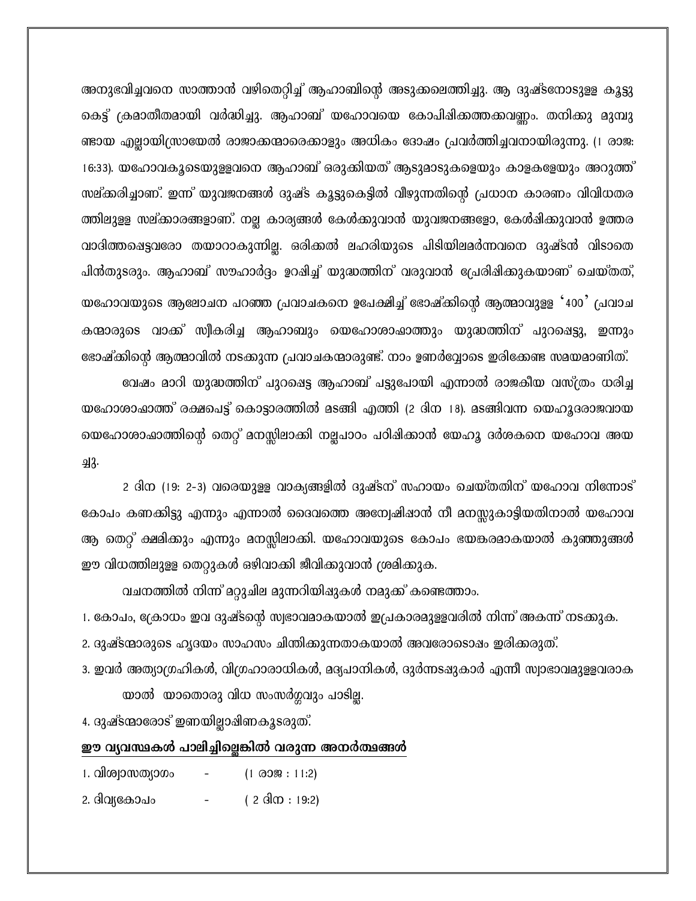അനുഭവിച്ചവനെ സാത്താൻ വഴിതെറ്റിച്ച് ആഹാബിന്റെ അടുക്കലെത്തിച്ചു. ആ ദുഷ്ടനോടുള്ള കൂട്ടുകെട്ട് ക്രമാതീതമായി വർദ്ധിച്ചു. ആഹാബ് യഹോവയെ കോപിപ്പിക്കത്തക്കവണ്ണം. തനിക്കു മുമ്പുണ്ടായ എല്ലായിസ്രായേൽ രാജാക്കന്മാരെക്കാളും അധികം ദോഷം പ്രവർത്തിച്ചവനായിരുന്നു. (1 രാജ: 16:33). യഹോവകൂടെയുള്ളവനെ ആഹാബ് ഒരുക്കിയത് ആടുമാടുകളെയും കാളകളേയും അറുത്ത് സല്ക്കരിച്ചാണ്. ഇന്ന് യുവജനങ്ങൾ ദുഷ്ട കൂട്ടുകെട്ടിൽ വീഴുന്നതിന്റെ പ്രധാന കാരണം വിവിധതരത്തിലുള്ള സല്ക്കാരങ്ങളാണ്. നല്ല കാര്യങ്ങൾ കേൾക്കുവാൻ യുവജനങ്ങളോ, കേൾപ്പിക്കുവാൻ ഉത്തരവാദിത്തപ്പെട്ടവരോ തയാറാകുന്നില്ല. ഒരിക്കൽ ലഹരിയുടെ പിടിയിലമർന്നവനെ ദുഷ്ടൻ വിടാതെ പിൻതുടരും. ആഹാബ് സൗഹാർദ്ദം ഉറപ്പിച്ച് യുദ്ധത്തിന് വരുവാൻ പ്രേരിപ്പിക്കുകയാണ് ചെയ്തത്, യഹോവയുടെ ആലോചന പറഞ്ഞ പ്രവാചകനെ ഉപേക്ഷിച്ച് ഭോഷ്ക്കിന്റെ ആത്മാവുള്ള '400' പ്രവാചകന്മാരുടെ വാക്ക് സ്വീകരിച്ച ആഹാബും യെഹോശാഫാത്തും യുദ്ധത്തിന് പുറപ്പെട്ടു, ഇന്നും ഭോഷ്ക്കിന്റെ ആത്മാവിൽ നടക്കുന്ന പ്രവാചകന്മാരുണ്ട്. നാം ഉണർവ്വോടെ ഇരിക്കേണ്ട സമയമാണിത്.

വേഷം മാറി യുദ്ധത്തിന് പുറപ്പെട്ട ആഹാബ് പട്ടുപോയി എന്നാൽ രാജകീയ വസ്ത്രം ധരിച്ച യഹോശാഫാത്ത് രക്ഷപെട്ട് കൊട്ടാരത്തിൽ മടങ്ങി എത്തി (2 ദിന 18). മടങ്ങിവന്ന യെഹൂദരാജവായ യെഹോശാഫാത്തിന്റെ തെറ്റ് മനസ്സിലാക്കി നല്ലപാഠം പഠിപ്പിക്കാൻ യേഹൂ ദർശകനെ യഹോവ അയച്ചു.

2 ദിന (19: 2-3) വരെയുള്ള വാക്യങ്ങളിൽ ദുഷ്ടന് സഹായം ചെയ്തതിന് യഹോവ നിന്നോട് കോപം കണക്കിട്ടു എന്നും എന്നാൽ ദൈവത്തെ അന്വേഷിപ്പാൻ നീ മനസ്സുകാട്ടിയതിനാൽ യഹോവ ആ തെറ്റ് ക്ഷമിക്കും എന്നും മനസ്സിലാക്കി. യഹോവയുടെ കോപം ഭയങ്കരമാകയാൽ കുഞ്ഞുങ്ങൾ ഈ വിധത്തിലുള്ള തെറ്റുകൾ ഒഴിവാക്കി ജീവിക്കുവാൻ ശ്രമിക്കുക.

വചനത്തിൽ നിന്ന് മറ്റുചില മുന്നറിയിപ്പുകൾ നമുക്ക് കണ്ടെത്താം.

1. കോപം, ക്രോധം ഇവ ദുഷ്ടന്റെ സ്വഭാവമാകയാൽ ഇപ്രകാരമുള്ളവരിൽ നിന്ന് അകന്ന് നടക്കുക.
2. ദുഷ്ടന്മാരുടെ ഹൃദയം സാഹസം ചിന്തിക്കുന്നതാകയാൽ അവരോടൊപ്പം ഇരിക്കരുത്.
3. ഇവർ അത്യാഗ്രഹികൾ, വിഗ്രഹാരാധികൾ, മദ്യപാനികൾ, ദുർന്നടപ്പുകാർ എന്നീ സ്വാഭാവമുള്ളവരാകയാൽ യാതൊരു വിധ സംസർഗ്ഗവും പാടില്ല.
4. ദുഷ്ടന്മാരോട് ഇണയില്ലാപ്പിണകൂടരുത്.

**<u>ഈ വ്യവസ്ഥകൾ പാലിച്ചില്ലെങ്കിൽ വരുന്ന അനർത്ഥങ്ങൾ</u>**

1. വിശ്വാസത്യാഗം - (1 രാജ : 11:2)
2. ദിവ്യകോപം - ( 2 ദിന : 19:2)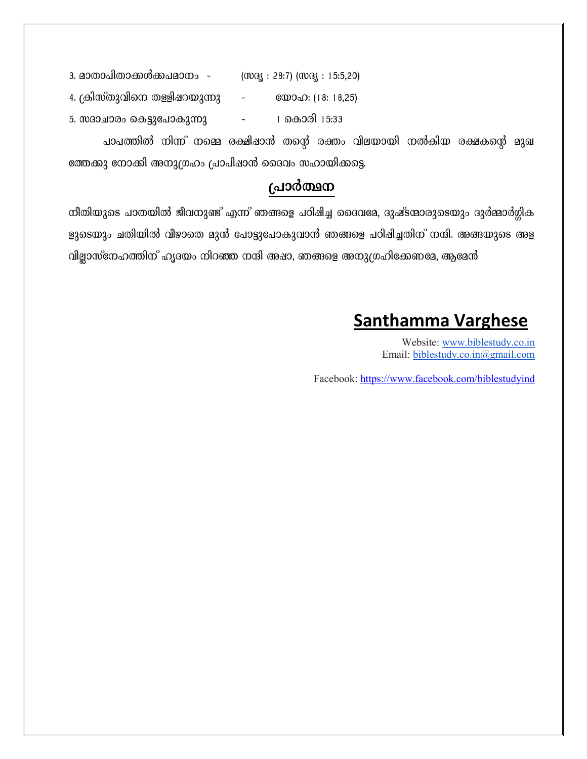3. മാതാപിതാക്കൾക്കപമാനം - (സദൃ : 28:7) (സദൃ : 15:5,20)

4. ക്രിസ്തുവിനെ തള്ളിപ്പറയുന്നു - യോഹ: (18: 18,25)

5. സദാചാരം കെട്ടുപോകുന്നു - 1 കൊരി 15:33

പാപത്തിൽ നിന്ന് നമ്മെ രക്ഷിപ്പാൻ തന്റെ രക്തം വിലയായി നൽകിയ രക്ഷകന്റെ മുഖത്തേക്കു നോക്കി അനുഗ്രഹം പ്രാപിപ്പാൻ ദൈവം സഹായിക്കട്ടെ.

## പ്രാർത്ഥന

നീതിയുടെ പാതയിൽ ജീവനുണ്ട് എന്ന് ഞങ്ങളെ പഠിപ്പിച്ച ദൈവമേ, ദുഷ്ടന്മാരുടെയും ദുർമ്മാർഗ്ഗികളുടെയും ചതിയിൽ വീഴാതെ മുൻ പോട്ടുപോകുവാൻ ഞങ്ങളെ പഠിപ്പിച്ചതിന് നന്ദി. അങ്ങയുടെ അളവില്ലാസ്നേഹത്തിന് ഹൃദയം നിറഞ്ഞ നന്ദി അപ്പാ, ഞങ്ങളെ അനുഗ്രഹിക്കേണമേ, ആമേൻ

**Santhamma Varghese**

Website: www.biblestudy.co.in
Email: biblestudy.co.in@gmail.com

Facebook: https://www.facebook.com/biblestudyind